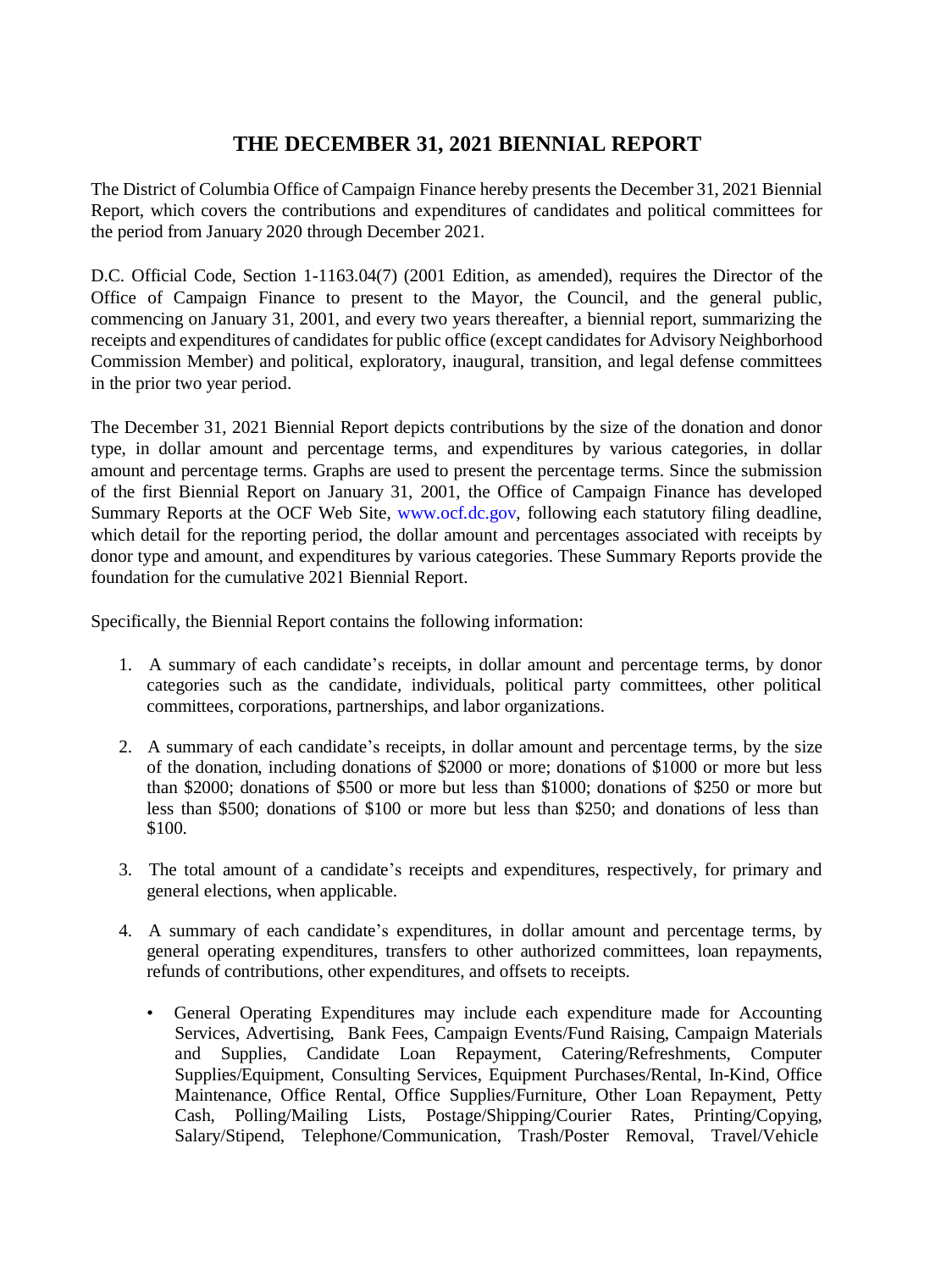# THE DECEMBER 31, 2021 BIENNIAL REPORT

The District of Columbia Office of Campaign Finance hereby presents the December 31, 2021 Biennial Report, which covers the contributions and expenditures of candidates and political committees for the period from January 2020 through December 2021.

D.C. Official Code, Section 1-1163.04(7) (2001 Edition, as amended), requires the Director of the Office of Campaign Finance to present to the Mayor, the Council, and the general public, commencing on January 31, 2001, and every two years thereafter, a biennial report, summarizing the receipts and expenditures of candidates for public office (except candidates for Advisory Neighborhood Commission Member) and political, exploratory, inaugural, transition, and legal defense committees in the prior two year period.

The December 31, 2021 Biennial Report depicts contributions by the size of the donation and donor type, in dollar amount and percentage terms, and expenditures by various categories, in dollar amount and percentage terms. Graphs are used to present the percentage terms. Since the submission of the first Biennial Report on January 31, 2001, the Office of Campaign Finance has developed Summary Reports at the OCF Web Site, www.ocf.dc.gov, following each statutory filing deadline, which detail for the reporting period, the dollar amount and percentages associated with receipts by donor type and amount, and expenditures by various categories. These Summary Reports provide the foundation for the cumulative 2021 Biennial Report.

Specifically, the Biennial Report contains the following information:

1. A summary of each candidate's receipts, in dollar amount and percentage terms, by donor categories such as the candidate, individuals, political party committees, other political committees, corporations, partnerships, and labor organizations.

2. A summary of each candidate's receipts, in dollar amount and percentage terms, by the size of the donation, including donations of $2000 or more; donations of $1000 or more but less than $2000; donations of $500 or more but less than $1000; donations of $250 or more but less than $500; donations of $100 or more but less than $250; and donations of less than $100.

3. The total amount of a candidate's receipts and expenditures, respectively, for primary and general elections, when applicable.

4. A summary of each candidate's expenditures, in dollar amount and percentage terms, by general operating expenditures, transfers to other authorized committees, loan repayments, refunds of contributions, other expenditures, and offsets to receipts.

   - General Operating Expenditures may include each expenditure made for Accounting Services, Advertising, Bank Fees, Campaign Events/Fund Raising, Campaign Materials and Supplies, Candidate Loan Repayment, Catering/Refreshments, Computer Supplies/Equipment, Consulting Services, Equipment Purchases/Rental, In-Kind, Office Maintenance, Office Rental, Office Supplies/Furniture, Other Loan Repayment, Petty Cash, Polling/Mailing Lists, Postage/Shipping/Courier Rates, Printing/Copying, Salary/Stipend, Telephone/Communication, Trash/Poster Removal, Travel/Vehicle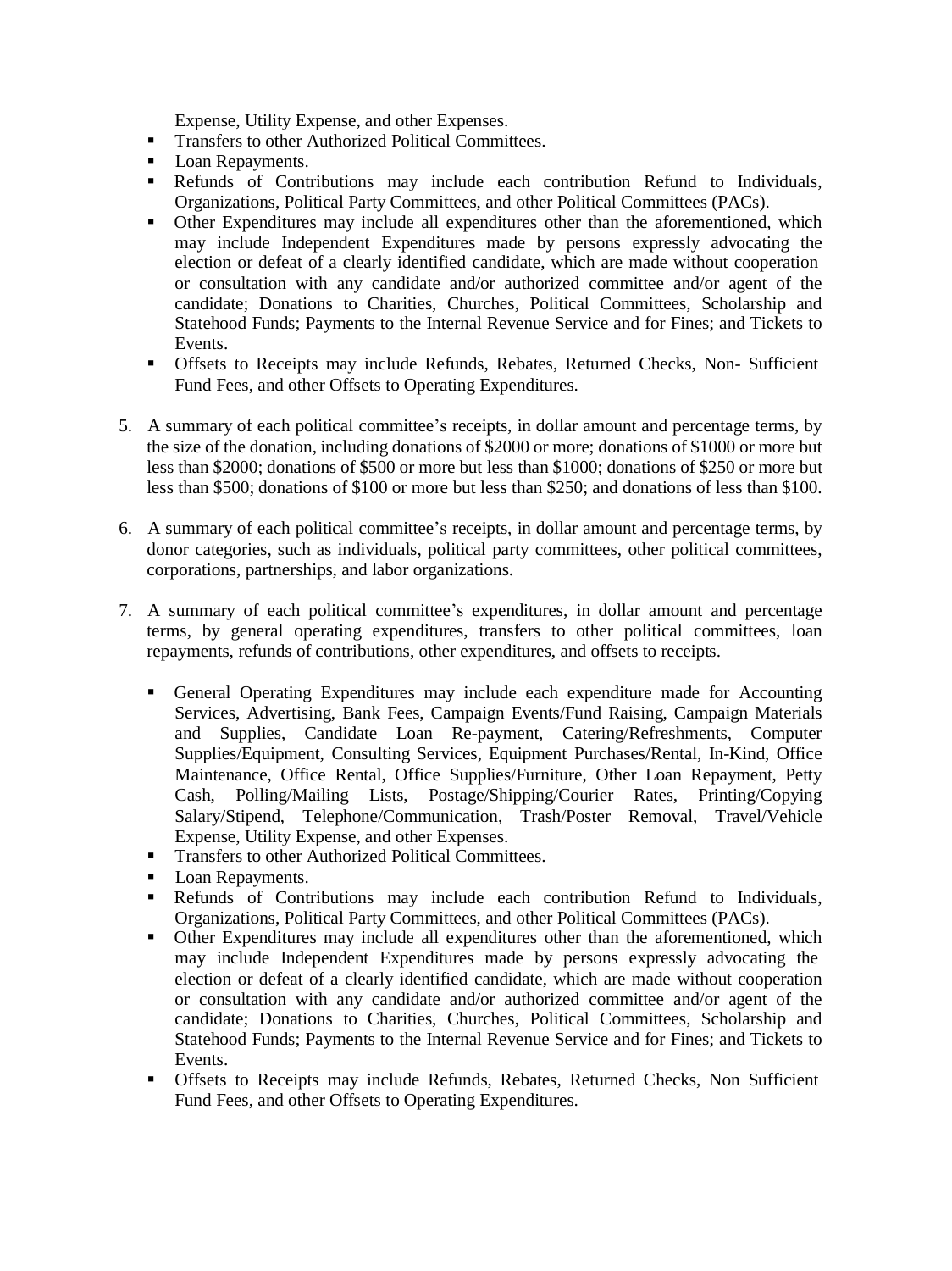Expense, Utility Expense, and other Expenses.

- Transfers to other Authorized Political Committees.
- Loan Repayments.
- Refunds of Contributions may include each contribution Refund to Individuals, Organizations, Political Party Committees, and other Political Committees (PACs).
- Other Expenditures may include all expenditures other than the aforementioned, which may include Independent Expenditures made by persons expressly advocating the election or defeat of a clearly identified candidate, which are made without cooperation or consultation with any candidate and/or authorized committee and/or agent of the candidate; Donations to Charities, Churches, Political Committees, Scholarship and Statehood Funds; Payments to the Internal Revenue Service and for Fines; and Tickets to Events.
- Offsets to Receipts may include Refunds, Rebates, Returned Checks, Non- Sufficient Fund Fees, and other Offsets to Operating Expenditures.

5. A summary of each political committee's receipts, in dollar amount and percentage terms, by the size of the donation, including donations of $2000 or more; donations of $1000 or more but less than $2000; donations of $500 or more but less than $1000; donations of $250 or more but less than $500; donations of $100 or more but less than $250; and donations of less than $100.

6. A summary of each political committee's receipts, in dollar amount and percentage terms, by donor categories, such as individuals, political party committees, other political committees, corporations, partnerships, and labor organizations.

7. A summary of each political committee's expenditures, in dollar amount and percentage terms, by general operating expenditures, transfers to other political committees, loan repayments, refunds of contributions, other expenditures, and offsets to receipts.

   - General Operating Expenditures may include each expenditure made for Accounting Services, Advertising, Bank Fees, Campaign Events/Fund Raising, Campaign Materials and Supplies, Candidate Loan Re-payment, Catering/Refreshments, Computer Supplies/Equipment, Consulting Services, Equipment Purchases/Rental, In-Kind, Office Maintenance, Office Rental, Office Supplies/Furniture, Other Loan Repayment, Petty Cash, Polling/Mailing Lists, Postage/Shipping/Courier Rates, Printing/Copying Salary/Stipend, Telephone/Communication, Trash/Poster Removal, Travel/Vehicle Expense, Utility Expense, and other Expenses.
   - Transfers to other Authorized Political Committees.
   - Loan Repayments.
   - Refunds of Contributions may include each contribution Refund to Individuals, Organizations, Political Party Committees, and other Political Committees (PACs).
   - Other Expenditures may include all expenditures other than the aforementioned, which may include Independent Expenditures made by persons expressly advocating the election or defeat of a clearly identified candidate, which are made without cooperation or consultation with any candidate and/or authorized committee and/or agent of the candidate; Donations to Charities, Churches, Political Committees, Scholarship and Statehood Funds; Payments to the Internal Revenue Service and for Fines; and Tickets to Events.
   - Offsets to Receipts may include Refunds, Rebates, Returned Checks, Non Sufficient Fund Fees, and other Offsets to Operating Expenditures.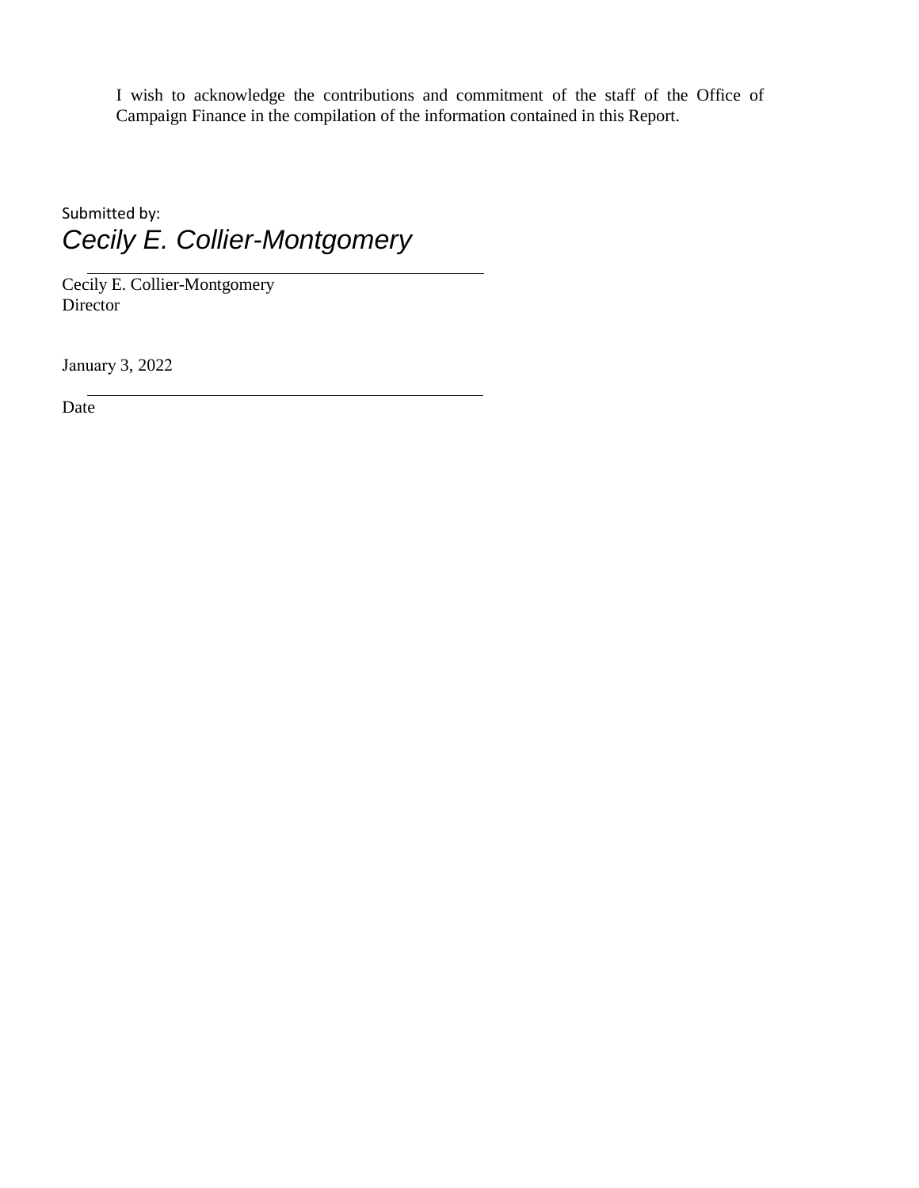I wish to acknowledge the contributions and commitment of the staff of the Office of Campaign Finance in the compilation of the information contained in this Report.

Submitted by:

*Cecily E. Collier-Montgomery*

Cecily E. Collier-Montgomery
Director

January 3, 2022

Date